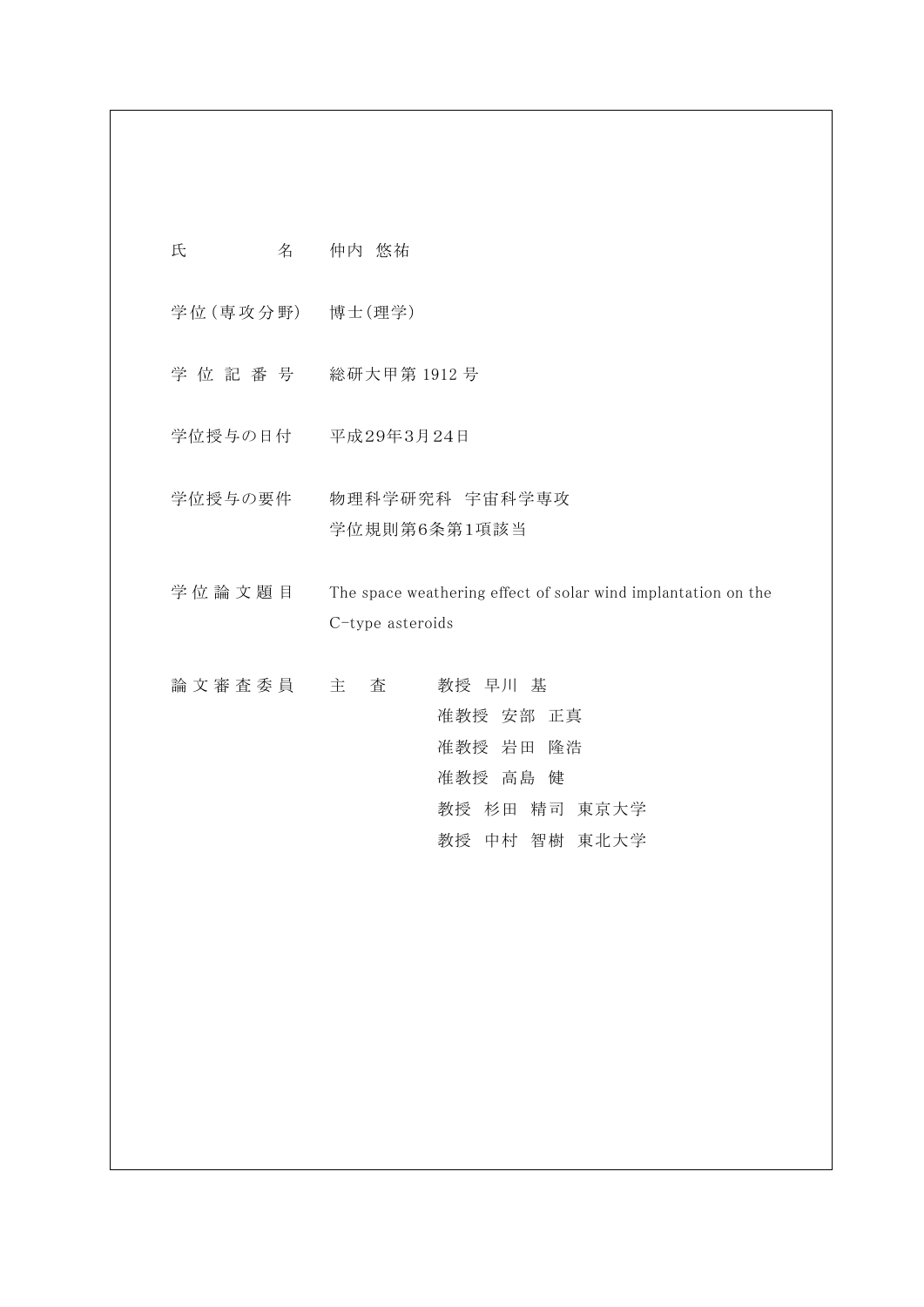| | |
|---|---|
| 氏　　　　名 | 仲内 悠祐 |
| 学位(専攻分野) | 博士(理学) |
| 学 位 記 番 号 | 総研大甲第 1912 号 |
| 学位授与の日付 | 平成29年3月24日 |
| 学位授与の要件 | 物理科学研究科 宇宙科学専攻<br>学位規則第6条第1項該当 |
| 学 位 論 文 題 目 | The space weathering effect of solar wind implantation on the C-type asteroids |
| 論 文 審 査 委 員 | 主　査　　教授 早川 基<br>准教授 安部 正真<br>准教授 岩田 隆浩<br>准教授 高島 健<br>教授 杉田 精司 東京大学<br>教授 中村 智樹 東北大学 |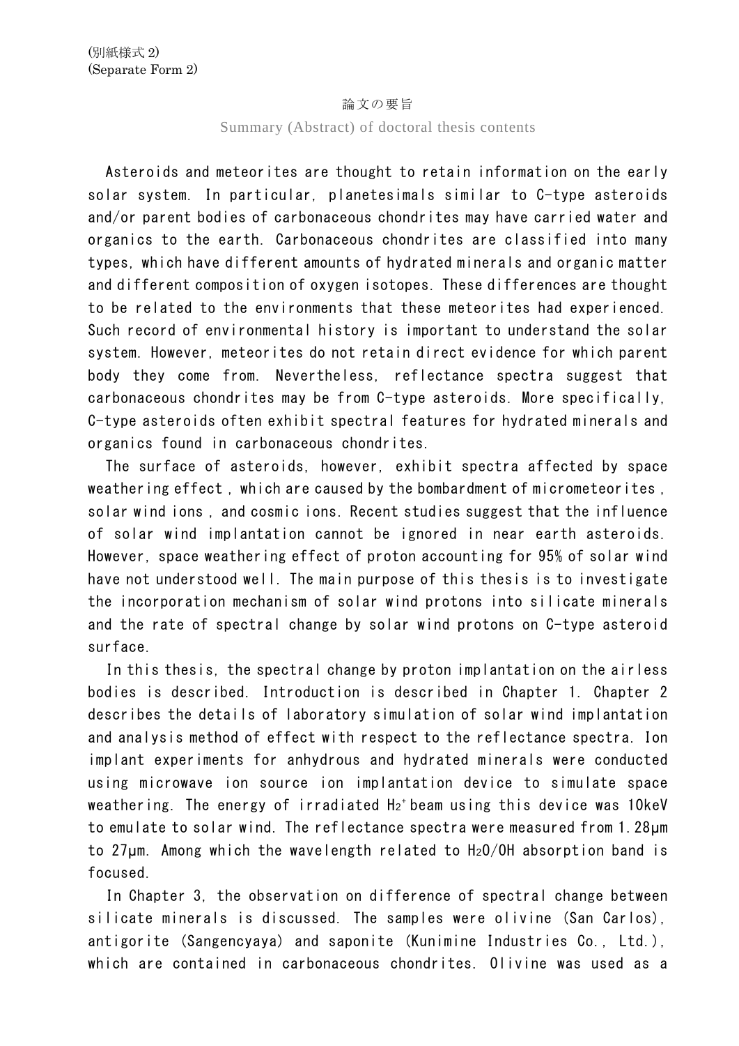(別紙様式 2)
(Separate Form 2)

論文の要旨

Summary (Abstract) of doctoral thesis contents

Asteroids and meteorites are thought to retain information on the early solar system. In particular, planetesimals similar to C-type asteroids and/or parent bodies of carbonaceous chondrites may have carried water and organics to the earth. Carbonaceous chondrites are classified into many types, which have different amounts of hydrated minerals and organic matter and different composition of oxygen isotopes. These differences are thought to be related to the environments that these meteorites had experienced. Such record of environmental history is important to understand the solar system. However, meteorites do not retain direct evidence for which parent body they come from. Nevertheless, reflectance spectra suggest that carbonaceous chondrites may be from C-type asteroids. More specifically, C-type asteroids often exhibit spectral features for hydrated minerals and organics found in carbonaceous chondrites.

The surface of asteroids, however, exhibit spectra affected by space weathering effect , which are caused by the bombardment of micrometeorites , solar wind ions , and cosmic ions. Recent studies suggest that the influence of solar wind implantation cannot be ignored in near earth asteroids. However, space weathering effect of proton accounting for 95% of solar wind have not understood well. The main purpose of this thesis is to investigate the incorporation mechanism of solar wind protons into silicate minerals and the rate of spectral change by solar wind protons on C-type asteroid surface.

In this thesis, the spectral change by proton implantation on the airless bodies is described. Introduction is described in Chapter 1. Chapter 2 describes the details of laboratory simulation of solar wind implantation and analysis method of effect with respect to the reflectance spectra. Ion implant experiments for anhydrous and hydrated minerals were conducted using microwave ion source ion implantation device to simulate space weathering. The energy of irradiated $H_2^+$ beam using this device was 10keV to emulate to solar wind. The reflectance spectra were measured from 1.28μm to 27μm. Among which the wavelength related to $H_2O$/OH absorption band is focused.

In Chapter 3, the observation on difference of spectral change between silicate minerals is discussed. The samples were olivine (San Carlos), antigorite (Sangencyaya) and saponite (Kunimine Industries Co., Ltd.), which are contained in carbonaceous chondrites. Olivine was used as a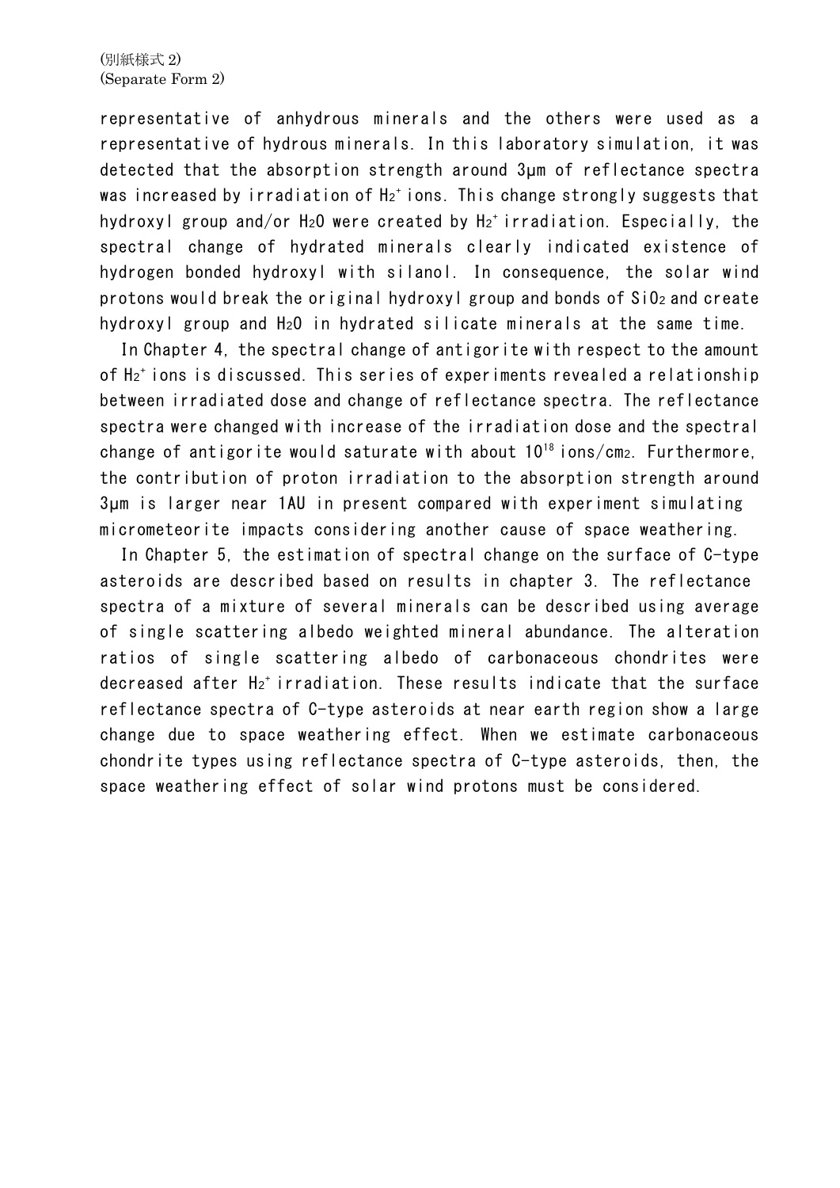(別紙様式 2)
(Separate Form 2)

representative of anhydrous minerals and the others were used as a representative of hydrous minerals. In this laboratory simulation, it was detected that the absorption strength around 3μm of reflectance spectra was increased by irradiation of $H_2^+$ ions. This change strongly suggests that hydroxyl group and/or $H_2O$ were created by $H_2^+$ irradiation. Especially, the spectral change of hydrated minerals clearly indicated existence of hydrogen bonded hydroxyl with silanol. In consequence, the solar wind protons would break the original hydroxyl group and bonds of $SiO_2$ and create hydroxyl group and $H_2O$ in hydrated silicate minerals at the same time.

In Chapter 4, the spectral change of antigorite with respect to the amount of $H_2^+$ ions is discussed. This series of experiments revealed a relationship between irradiated dose and change of reflectance spectra. The reflectance spectra were changed with increase of the irradiation dose and the spectral change of antigorite would saturate with about $10^{18}$ ions/$cm_2$. Furthermore, the contribution of proton irradiation to the absorption strength around 3μm is larger near 1AU in present compared with experiment simulating micrometeorite impacts considering another cause of space weathering.

In Chapter 5, the estimation of spectral change on the surface of C-type asteroids are described based on results in chapter 3. The reflectance spectra of a mixture of several minerals can be described using average of single scattering albedo weighted mineral abundance. The alteration ratios of single scattering albedo of carbonaceous chondrites were decreased after $H_2^+$ irradiation. These results indicate that the surface reflectance spectra of C-type asteroids at near earth region show a large change due to space weathering effect. When we estimate carbonaceous chondrite types using reflectance spectra of C-type asteroids, then, the space weathering effect of solar wind protons must be considered.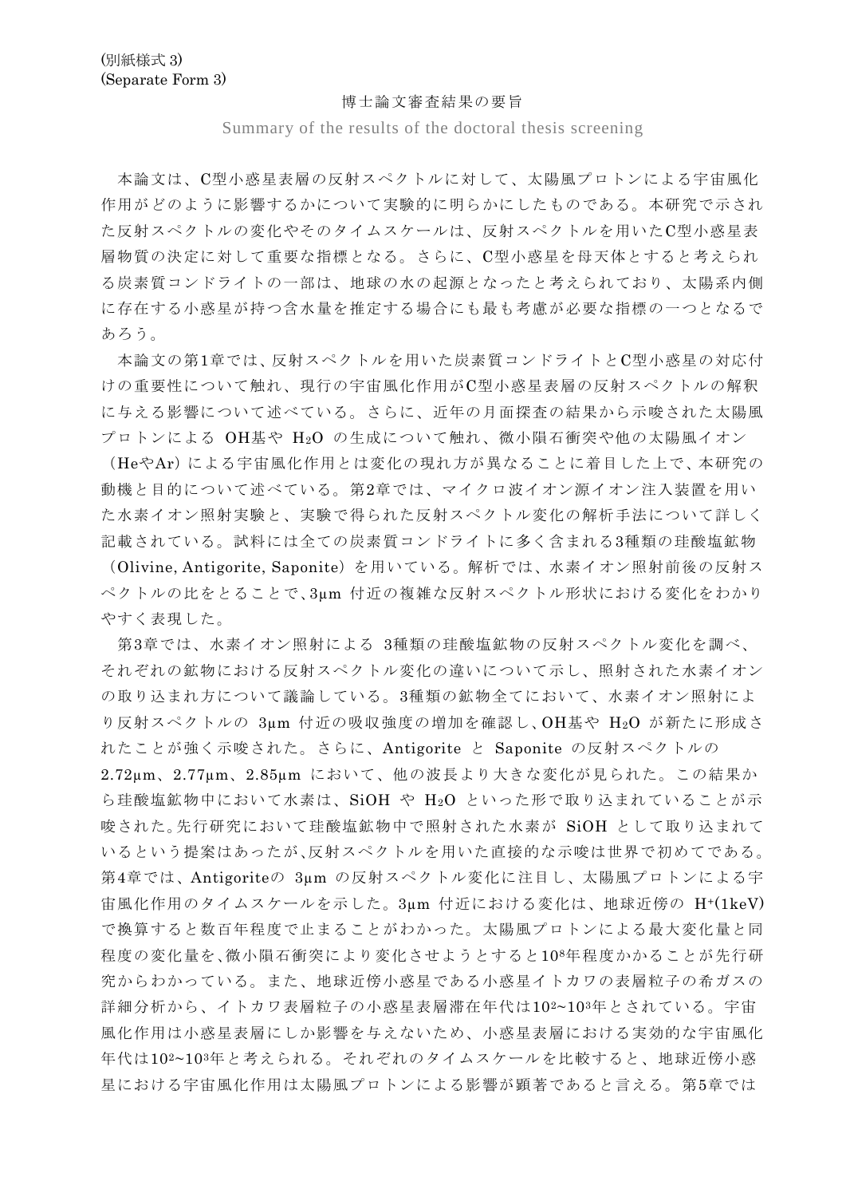(別紙様式 3)
(Separate Form 3)

# 博士論文審査結果の要旨

Summary of the results of the doctoral thesis screening

本論文は、C型小惑星表層の反射スペクトルに対して、太陽風プロトンによる宇宙風化作用がどのように影響するかについて実験的に明らかにしたものである。本研究で示された反射スペクトルの変化やそのタイムスケールは、反射スペクトルを用いたC型小惑星表層物質の決定に対して重要な指標となる。さらに、C型小惑星を母天体とすると考えられる炭素質コンドライトの一部は、地球の水の起源となったと考えられており、太陽系内側に存在する小惑星が持つ含水量を推定する場合にも最も考慮が必要な指標の一つとなるであろう。

本論文の第1章では、反射スペクトルを用いた炭素質コンドライトとC型小惑星の対応付けの重要性について触れ、現行の宇宙風化作用がC型小惑星表層の反射スペクトルの解釈に与える影響について述べている。さらに、近年の月面探査の結果から示唆された太陽風プロトンによる OH基や $H_2O$ の生成について触れ、微小隕石衝突や他の太陽風イオン（HeやAr）による宇宙風化作用とは変化の現れ方が異なることに着目した上で、本研究の動機と目的について述べている。第2章では、マイクロ波イオン源イオン注入装置を用いた水素イオン照射実験と、実験で得られた反射スペクトル変化の解析手法について詳しく記載されている。試料には全ての炭素質コンドライトに多く含まれる3種類の珪酸塩鉱物（Olivine, Antigorite, Saponite）を用いている。解析では、水素イオン照射前後の反射スペクトルの比をとることで、3μm 付近の複雑な反射スペクトル形状における変化をわかりやすく表現した。

第3章では、水素イオン照射による 3種類の珪酸塩鉱物の反射スペクトル変化を調べ、それぞれの鉱物における反射スペクトル変化の違いについて示し、照射された水素イオンの取り込まれ方について議論している。3種類の鉱物全てにおいて、水素イオン照射により反射スペクトルの 3μm 付近の吸収強度の増加を確認し、OH基や $H_2O$ が新たに形成されたことが強く示唆された。さらに、Antigorite と Saponite の反射スペクトルの 2.72μm、2.77μm、2.85μm において、他の波長より大きな変化が見られた。この結果から珪酸塩鉱物中において水素は、SiOH や $H_2O$ といった形で取り込まれていることが示唆された。先行研究において珪酸塩鉱物中で照射された水素が SiOH として取り込まれているという提案はあったが、反射スペクトルを用いた直接的な示唆は世界で初めてである。第4章では、Antigoriteの 3μm の反射スペクトル変化に注目し、太陽風プロトンによる宇宙風化作用のタイムスケールを示した。3μm 付近における変化は、地球近傍の $H^+$(1keV) で換算すると数百年程度で止まることがわかった。太陽風プロトンによる最大変化量と同程度の変化量を、微小隕石衝突により変化させようとすると$10^8$年程度かかることが先行研究からわかっている。また、地球近傍小惑星である小惑星イトカワの表層粒子の希ガスの詳細分析から、イトカワ表層粒子の小惑星表層滞在年代は$10^2$~$10^3$年とされている。宇宙風化作用は小惑星表層にしか影響を与えないため、小惑星表層における実効的な宇宙風化年代は$10^2$~$10^3$年と考えられる。それぞれのタイムスケールを比較すると、地球近傍小惑星における宇宙風化作用は太陽風プロトンによる影響が顕著であると言える。第5章では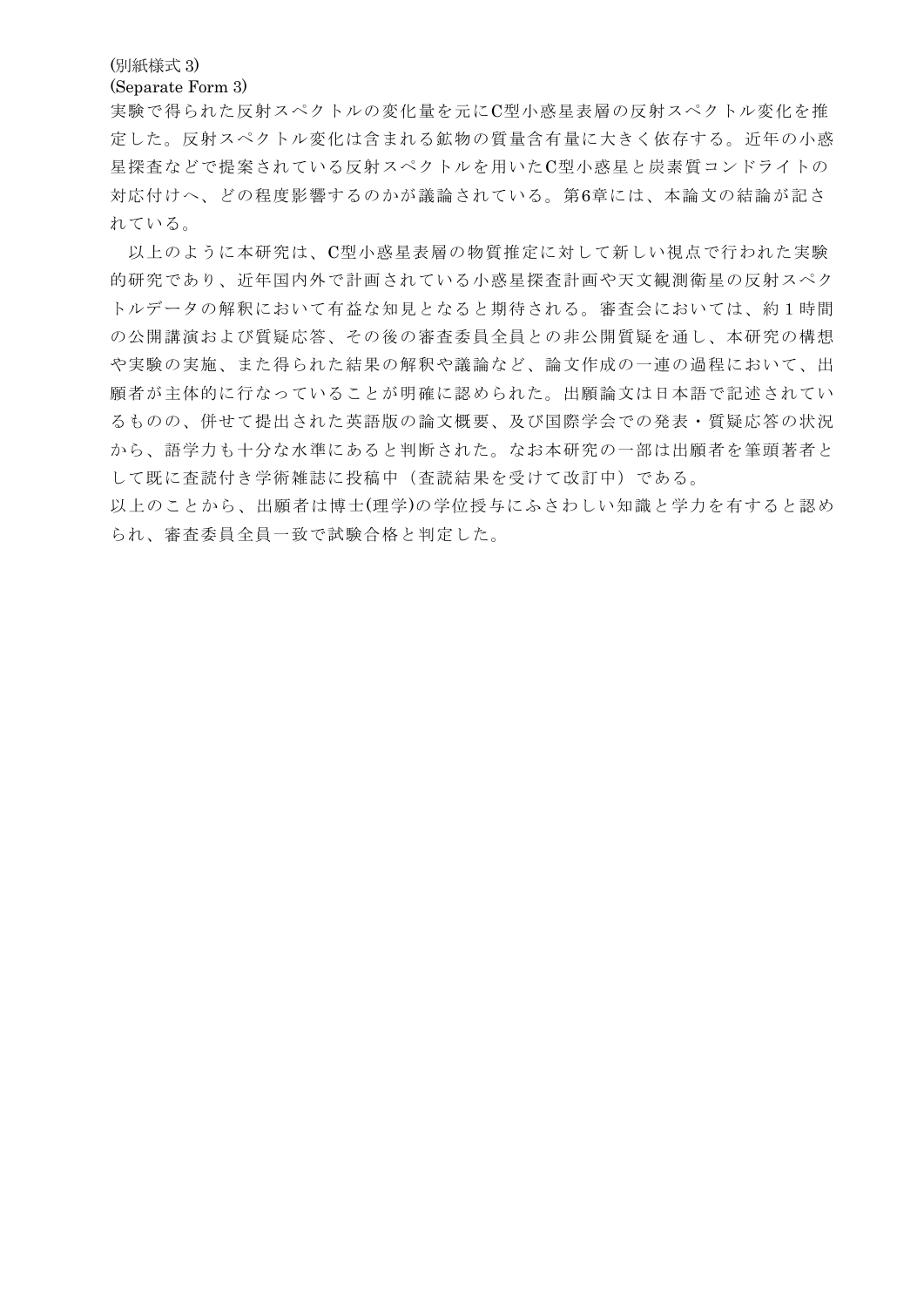(別紙様式 3)
(Separate Form 3)

実験で得られた反射スペクトルの変化量を元にC型小惑星表層の反射スペクトル変化を推定した。反射スペクトル変化は含まれる鉱物の質量含有量に大きく依存する。近年の小惑星探査などで提案されている反射スペクトルを用いたC型小惑星と炭素質コンドライトの対応付けへ、どの程度影響するのかが議論されている。第6章には、本論文の結論が記されている。

以上のように本研究は、C型小惑星表層の物質推定に対して新しい視点で行われた実験的研究であり、近年国内外で計画されている小惑星探査計画や天文観測衛星の反射スペクトルデータの解釈において有益な知見となると期待される。審査会においては、約1時間の公開講演および質疑応答、その後の審査委員全員との非公開質疑を通し、本研究の構想や実験の実施、また得られた結果の解釈や議論など、論文作成の一連の過程において、出願者が主体的に行なっていることが明確に認められた。出願論文は日本語で記述されているものの、併せて提出された英語版の論文概要、及び国際学会での発表・質疑応答の状況から、語学力も十分な水準にあると判断された。なお本研究の一部は出願者を筆頭著者として既に査読付き学術雑誌に投稿中（査読結果を受けて改訂中）である。

以上のことから、出願者は博士(理学)の学位授与にふさわしい知識と学力を有すると認められ、審査委員全員一致で試験合格と判定した。